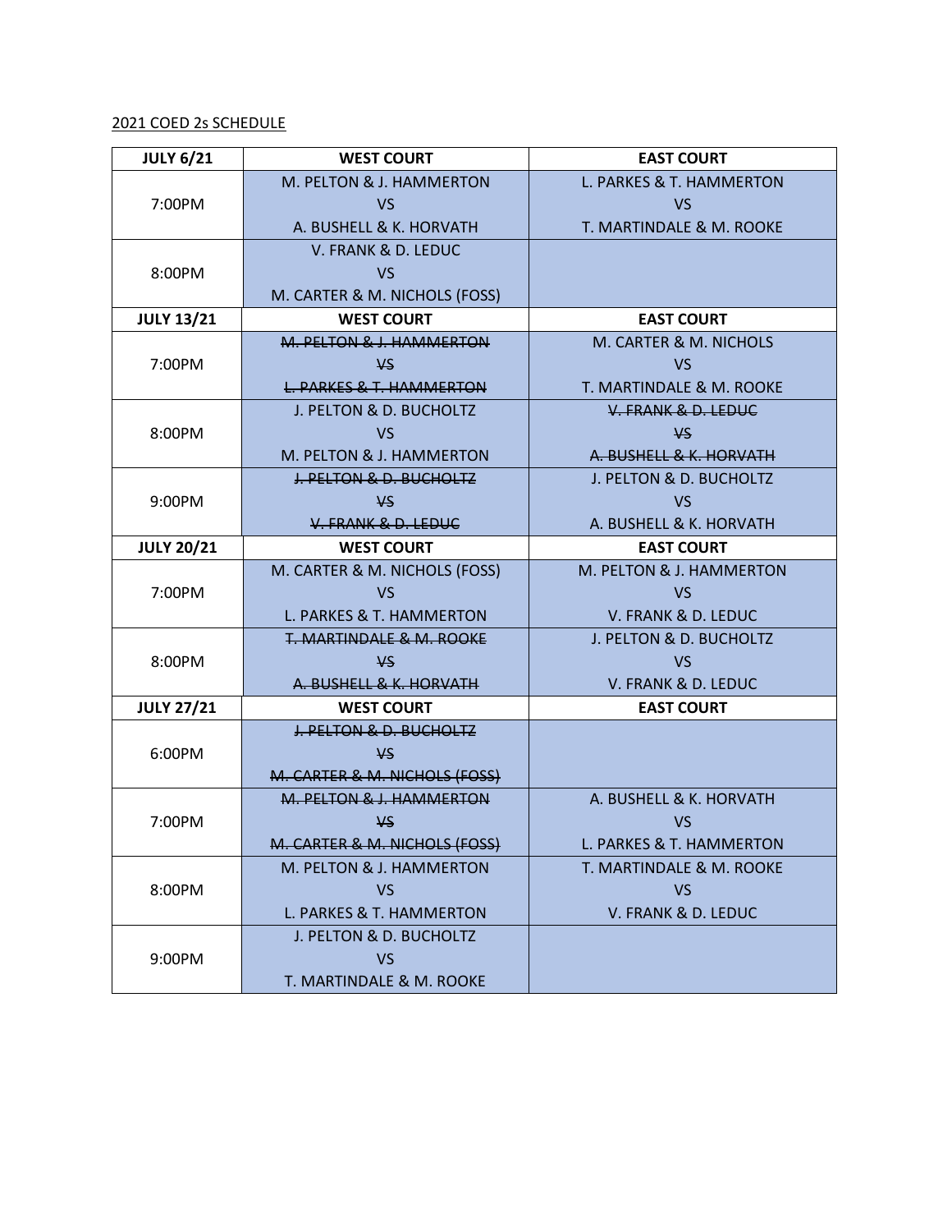2021 COED 2s SCHEDULE

| JULY 6/21 | WEST COURT | EAST COURT |
|---|---|---|
| 7:00PM | M. PELTON & J. HAMMERTON VS A. BUSHELL & K. HORVATH | L. PARKES & T. HAMMERTON VS T. MARTINDALE & M. ROOKE |
| 8:00PM | V. FRANK & D. LEDUC VS M. CARTER & M. NICHOLS (FOSS) | |
| **JULY 13/21** | **WEST COURT** | **EAST COURT** |
| 7:00PM | ~~M. PELTON & J. HAMMERTON VS L. PARKES & T. HAMMERTON~~ | M. CARTER & M. NICHOLS VS T. MARTINDALE & M. ROOKE |
| 8:00PM | J. PELTON & D. BUCHOLTZ VS M. PELTON & J. HAMMERTON | ~~V. FRANK & D. LEDUC VS A. BUSHELL & K. HORVATH~~ |
| 9:00PM | ~~J. PELTON & D. BUCHOLTZ VS V. FRANK & D. LEDUC~~ | J. PELTON & D. BUCHOLTZ VS A. BUSHELL & K. HORVATH |
| **JULY 20/21** | **WEST COURT** | **EAST COURT** |
| 7:00PM | M. CARTER & M. NICHOLS (FOSS) VS L. PARKES & T. HAMMERTON | M. PELTON & J. HAMMERTON VS V. FRANK & D. LEDUC |
| 8:00PM | ~~T. MARTINDALE & M. ROOKE VS A. BUSHELL & K. HORVATH~~ | J. PELTON & D. BUCHOLTZ VS V. FRANK & D. LEDUC |
| **JULY 27/21** | **WEST COURT** | **EAST COURT** |
| 6:00PM | ~~J. PELTON & D. BUCHOLTZ VS M. CARTER & M. NICHOLS (FOSS)~~ | |
| 7:00PM | ~~M. PELTON & J. HAMMERTON VS M. CARTER & M. NICHOLS (FOSS)~~ | A. BUSHELL & K. HORVATH VS L. PARKES & T. HAMMERTON |
| 8:00PM | M. PELTON & J. HAMMERTON VS L. PARKES & T. HAMMERTON | T. MARTINDALE & M. ROOKE VS V. FRANK & D. LEDUC |
| 9:00PM | J. PELTON & D. BUCHOLTZ VS T. MARTINDALE & M. ROOKE | |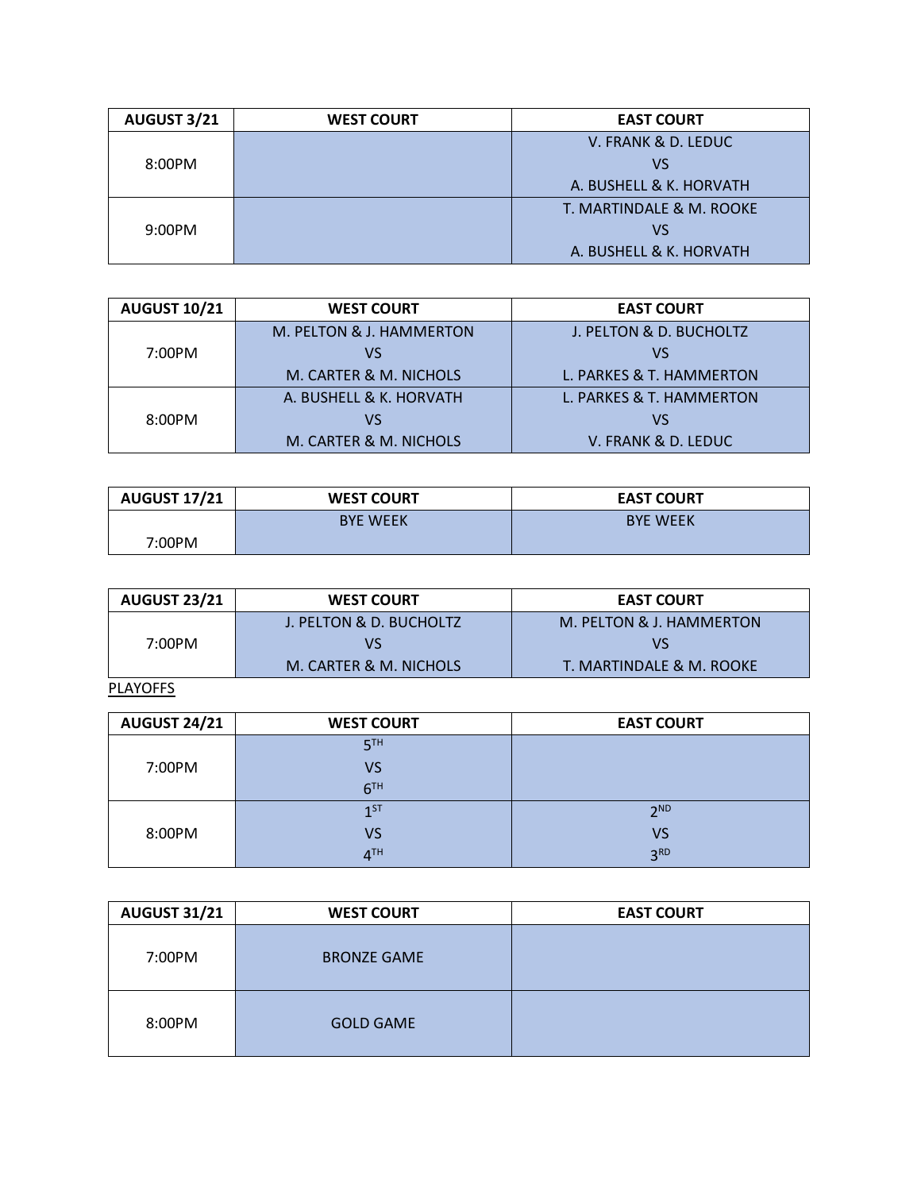| AUGUST 3/21 | WEST COURT | EAST COURT |
| --- | --- | --- |
| 8:00PM | | V. FRANK & D. LEDUC<br>VS<br>A. BUSHELL & K. HORVATH |
| 9:00PM | | T. MARTINDALE & M. ROOKE<br>VS<br>A. BUSHELL & K. HORVATH |

| AUGUST 10/21 | WEST COURT | EAST COURT |
| --- | --- | --- |
| 7:00PM | M. PELTON & J. HAMMERTON<br>VS<br>M. CARTER & M. NICHOLS | J. PELTON & D. BUCHOLTZ<br>VS<br>L. PARKES & T. HAMMERTON |
| 8:00PM | A. BUSHELL & K. HORVATH<br>VS<br>M. CARTER & M. NICHOLS | L. PARKES & T. HAMMERTON<br>VS<br>V. FRANK & D. LEDUC |

| AUGUST 17/21 | WEST COURT | EAST COURT |
| --- | --- | --- |
| 7:00PM | BYE WEEK | BYE WEEK |

| AUGUST 23/21 | WEST COURT | EAST COURT |
| --- | --- | --- |
| 7:00PM | J. PELTON & D. BUCHOLTZ<br>VS<br>M. CARTER & M. NICHOLS | M. PELTON & J. HAMMERTON<br>VS<br>T. MARTINDALE & M. ROOKE |

PLAYOFFS

| AUGUST 24/21 | WEST COURT | EAST COURT |
| --- | --- | --- |
| 7:00PM | 5TH<br>VS<br>6TH | |
| 8:00PM | 1ST<br>VS<br>4TH | 2ND<br>VS<br>3RD |

| AUGUST 31/21 | WEST COURT | EAST COURT |
| --- | --- | --- |
| 7:00PM | BRONZE GAME | |
| 8:00PM | GOLD GAME | |